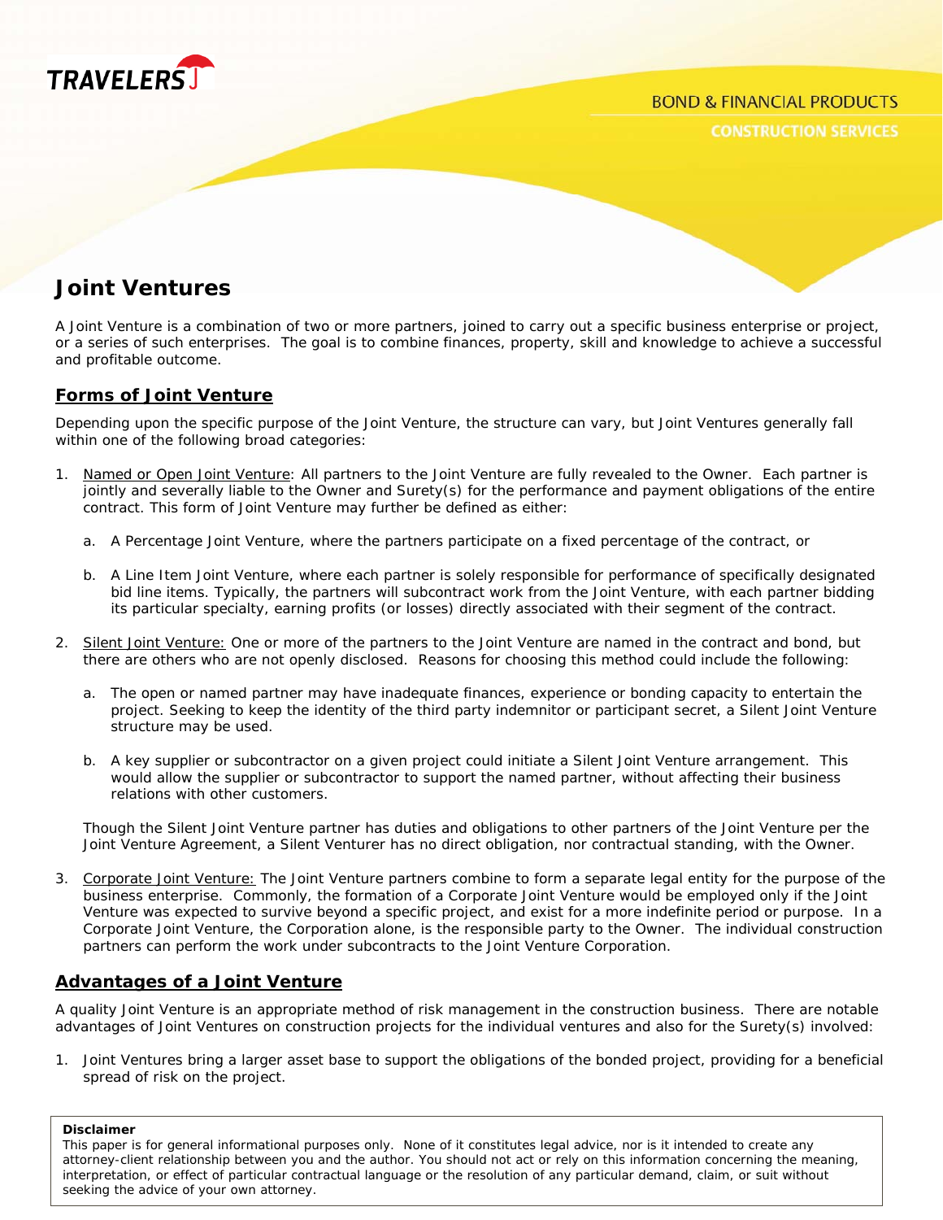TRAVELERS

BOND & FINANCIAL PRODUCTS

CONSTRUCTION SERVICES

# Joint Ventures

A Joint Venture is a combination of two or more partners, joined to carry out a specific business enterprise or project, or a series of such enterprises. The goal is to combine finances, property, skill and knowledge to achieve a successful and profitable outcome.

## Forms of Joint Venture

Depending upon the specific purpose of the Joint Venture, the structure can vary, but Joint Ventures generally fall within one of the following broad categories:

1. Named or Open Joint Venture: All partners to the Joint Venture are fully revealed to the Owner. Each partner is jointly and severally liable to the Owner and Surety(s) for the performance and payment obligations of the entire contract. This form of Joint Venture may further be defined as either:

   a. A Percentage Joint Venture, where the partners participate on a fixed percentage of the contract, or

   b. A Line Item Joint Venture, where each partner is solely responsible for performance of specifically designated bid line items. Typically, the partners will subcontract work from the Joint Venture, with each partner bidding its particular specialty, earning profits (or losses) directly associated with their segment of the contract.

2. Silent Joint Venture: One or more of the partners to the Joint Venture are named in the contract and bond, but there are others who are not openly disclosed. Reasons for choosing this method could include the following:

   a. The open or named partner may have inadequate finances, experience or bonding capacity to entertain the project. Seeking to keep the identity of the third party indemnitor or participant secret, a Silent Joint Venture structure may be used.

   b. A key supplier or subcontractor on a given project could initiate a Silent Joint Venture arrangement. This would allow the supplier or subcontractor to support the named partner, without affecting their business relations with other customers.

   Though the Silent Joint Venture partner has duties and obligations to other partners of the Joint Venture per the Joint Venture Agreement, a Silent Venturer has no direct obligation, nor contractual standing, with the Owner.

3. Corporate Joint Venture: The Joint Venture partners combine to form a separate legal entity for the purpose of the business enterprise. Commonly, the formation of a Corporate Joint Venture would be employed only if the Joint Venture was expected to survive beyond a specific project, and exist for a more indefinite period or purpose. In a Corporate Joint Venture, the Corporation alone, is the responsible party to the Owner. The individual construction partners can perform the work under subcontracts to the Joint Venture Corporation.

## Advantages of a Joint Venture

A quality Joint Venture is an appropriate method of risk management in the construction business. There are notable advantages of Joint Ventures on construction projects for the individual ventures and also for the Surety(s) involved:

1. Joint Ventures bring a larger asset base to support the obligations of the bonded project, providing for a beneficial spread of risk on the project.

**Disclaimer**
This paper is for general informational purposes only. None of it constitutes legal advice, nor is it intended to create any attorney-client relationship between you and the author. You should not act or rely on this information concerning the meaning, interpretation, or effect of particular contractual language or the resolution of any particular demand, claim, or suit without seeking the advice of your own attorney.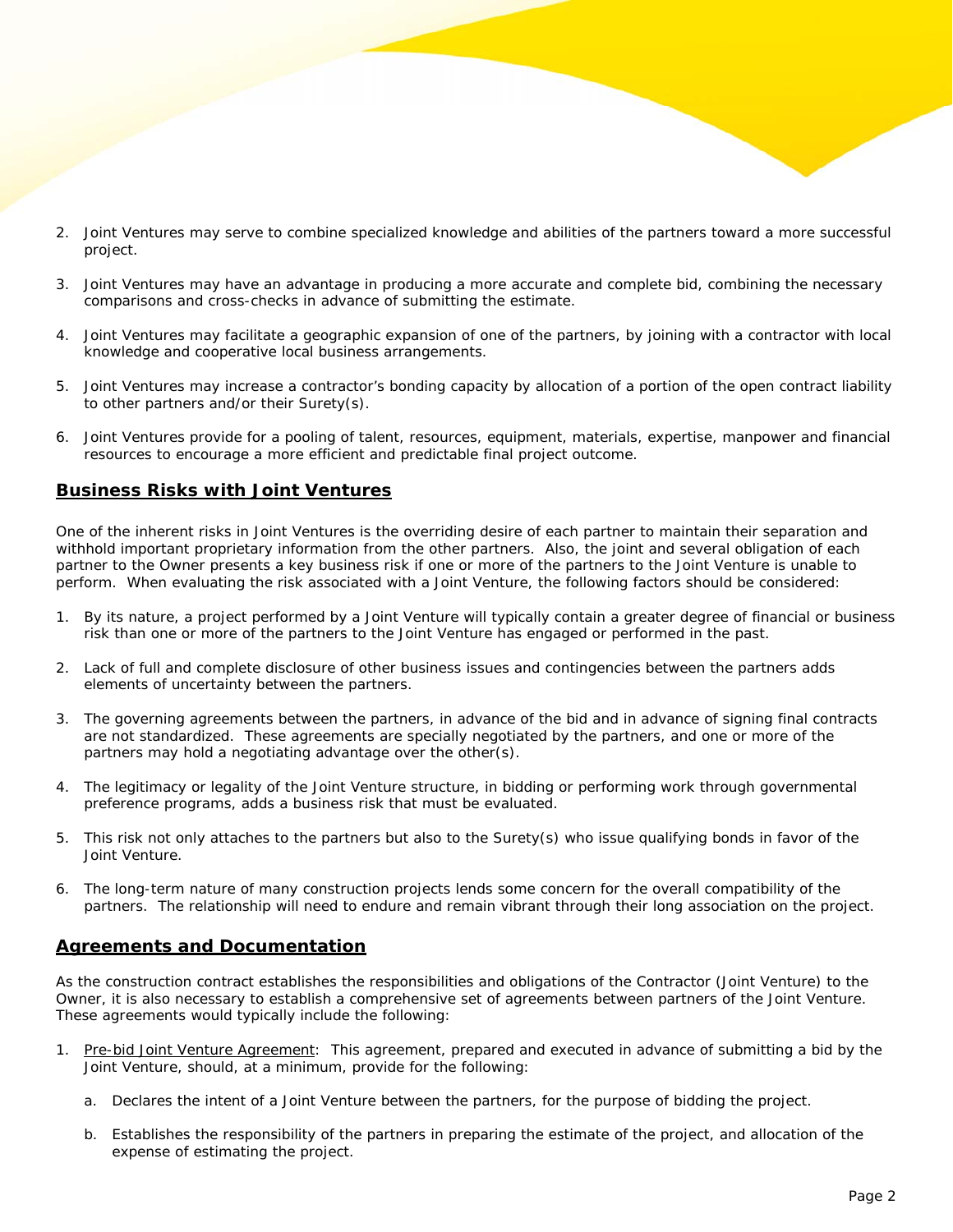2. Joint Ventures may serve to combine specialized knowledge and abilities of the partners toward a more successful project.

3. Joint Ventures may have an advantage in producing a more accurate and complete bid, combining the necessary comparisons and cross-checks in advance of submitting the estimate.

4. Joint Ventures may facilitate a geographic expansion of one of the partners, by joining with a contractor with local knowledge and cooperative local business arrangements.

5. Joint Ventures may increase a contractor's bonding capacity by allocation of a portion of the open contract liability to other partners and/or their Surety(s).

6. Joint Ventures provide for a pooling of talent, resources, equipment, materials, expertise, manpower and financial resources to encourage a more efficient and predictable final project outcome.

## Business Risks with Joint Ventures

One of the inherent risks in Joint Ventures is the overriding desire of each partner to maintain their separation and withhold important proprietary information from the other partners. Also, the joint and several obligation of each partner to the Owner presents a key business risk if one or more of the partners to the Joint Venture is unable to perform. When evaluating the risk associated with a Joint Venture, the following factors should be considered:

1. By its nature, a project performed by a Joint Venture will typically contain a greater degree of financial or business risk than one or more of the partners to the Joint Venture has engaged or performed in the past.

2. Lack of full and complete disclosure of other business issues and contingencies between the partners adds elements of uncertainty between the partners.

3. The governing agreements between the partners, in advance of the bid and in advance of signing final contracts are not standardized. These agreements are specially negotiated by the partners, and one or more of the partners may hold a negotiating advantage over the other(s).

4. The legitimacy or legality of the Joint Venture structure, in bidding or performing work through governmental preference programs, adds a business risk that must be evaluated.

5. This risk not only attaches to the partners but also to the Surety(s) who issue qualifying bonds in favor of the Joint Venture.

6. The long-term nature of many construction projects lends some concern for the overall compatibility of the partners. The relationship will need to endure and remain vibrant through their long association on the project.

## Agreements and Documentation

As the construction contract establishes the responsibilities and obligations of the Contractor (Joint Venture) to the Owner, it is also necessary to establish a comprehensive set of agreements between partners of the Joint Venture. These agreements would typically include the following:

1. Pre-bid Joint Venture Agreement: This agreement, prepared and executed in advance of submitting a bid by the Joint Venture, should, at a minimum, provide for the following:

   a. Declares the intent of a Joint Venture between the partners, for the purpose of bidding the project.

   b. Establishes the responsibility of the partners in preparing the estimate of the project, and allocation of the expense of estimating the project.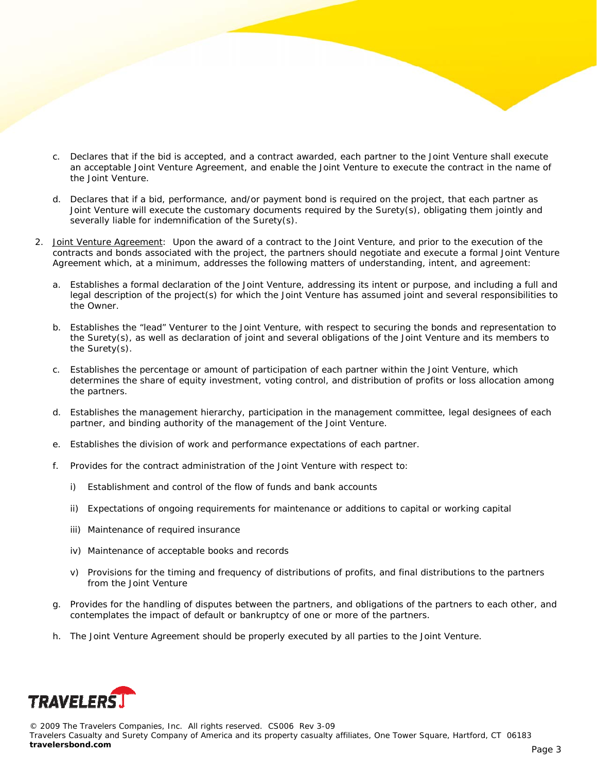c. Declares that if the bid is accepted, and a contract awarded, each partner to the Joint Venture shall execute an acceptable Joint Venture Agreement, and enable the Joint Venture to execute the contract in the name of the Joint Venture.

d. Declares that if a bid, performance, and/or payment bond is required on the project, that each partner as Joint Venture will execute the customary documents required by the Surety(s), obligating them jointly and severally liable for indemnification of the Surety(s).

2. Joint Venture Agreement: Upon the award of a contract to the Joint Venture, and prior to the execution of the contracts and bonds associated with the project, the partners should negotiate and execute a formal Joint Venture Agreement which, at a minimum, addresses the following matters of understanding, intent, and agreement:

   a. Establishes a formal declaration of the Joint Venture, addressing its intent or purpose, and including a full and legal description of the project(s) for which the Joint Venture has assumed joint and several responsibilities to the Owner.

   b. Establishes the "lead" Venturer to the Joint Venture, with respect to securing the bonds and representation to the Surety(s), as well as declaration of joint and several obligations of the Joint Venture and its members to the Surety(s).

   c. Establishes the percentage or amount of participation of each partner within the Joint Venture, which determines the share of equity investment, voting control, and distribution of profits or loss allocation among the partners.

   d. Establishes the management hierarchy, participation in the management committee, legal designees of each partner, and binding authority of the management of the Joint Venture.

   e. Establishes the division of work and performance expectations of each partner.

   f. Provides for the contract administration of the Joint Venture with respect to:

      i) Establishment and control of the flow of funds and bank accounts

      ii) Expectations of ongoing requirements for maintenance or additions to capital or working capital

      iii) Maintenance of required insurance

      iv) Maintenance of acceptable books and records

      v) Provisions for the timing and frequency of distributions of profits, and final distributions to the partners from the Joint Venture

   g. Provides for the handling of disputes between the partners, and obligations of the partners to each other, and contemplates the impact of default or bankruptcy of one or more of the partners.

   h. The Joint Venture Agreement should be properly executed by all parties to the Joint Venture.

TRAVELERS

© 2009 The Travelers Companies, Inc. All rights reserved. CS006 Rev 3-09
Travelers Casualty and Surety Company of America and its property casualty affiliates, One Tower Square, Hartford, CT 06183
**travelersbond.com**